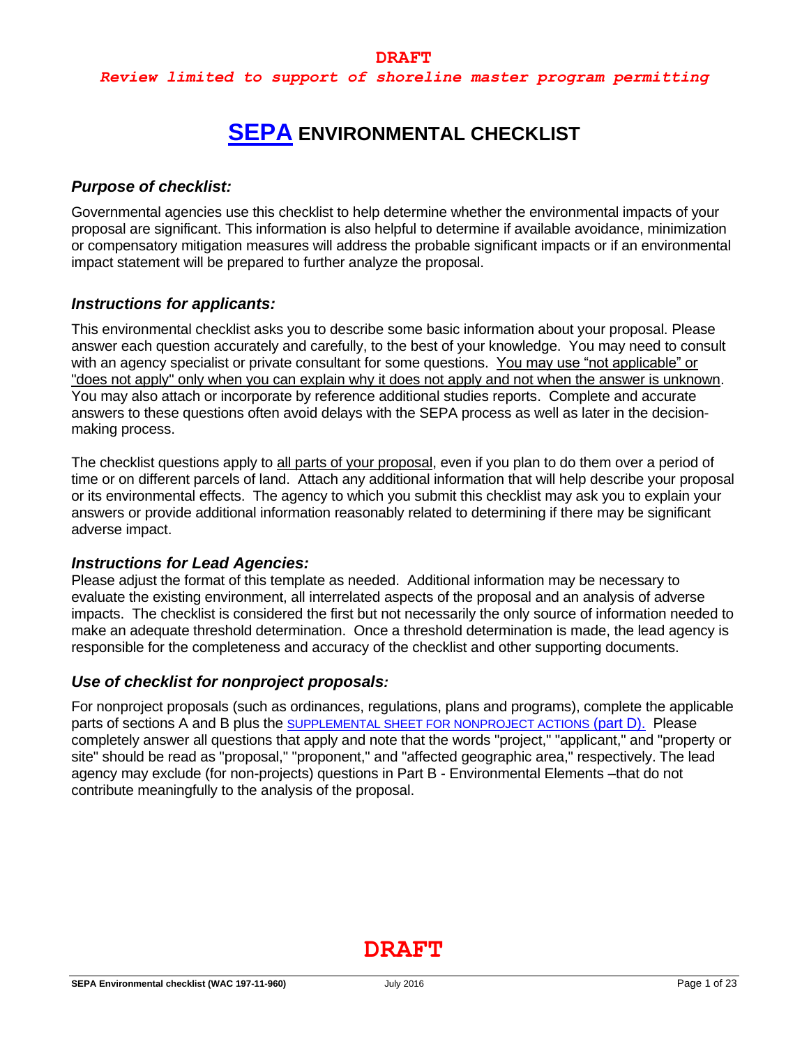**DRAFT**

***Review limited to support of shoreline master program permitting***

# SEPA ENVIRONMENTAL CHECKLIST

### *Purpose of checklist:*

Governmental agencies use this checklist to help determine whether the environmental impacts of your proposal are significant. This information is also helpful to determine if available avoidance, minimization or compensatory mitigation measures will address the probable significant impacts or if an environmental impact statement will be prepared to further analyze the proposal.

### *Instructions for applicants:*

This environmental checklist asks you to describe some basic information about your proposal. Please answer each question accurately and carefully, to the best of your knowledge. You may need to consult with an agency specialist or private consultant for some questions. You may use "not applicable" or "does not apply" only when you can explain why it does not apply and not when the answer is unknown. You may also attach or incorporate by reference additional studies reports. Complete and accurate answers to these questions often avoid delays with the SEPA process as well as later in the decision-making process.

The checklist questions apply to all parts of your proposal, even if you plan to do them over a period of time or on different parcels of land. Attach any additional information that will help describe your proposal or its environmental effects. The agency to which you submit this checklist may ask you to explain your answers or provide additional information reasonably related to determining if there may be significant adverse impact.

### *Instructions for Lead Agencies:*

Please adjust the format of this template as needed. Additional information may be necessary to evaluate the existing environment, all interrelated aspects of the proposal and an analysis of adverse impacts. The checklist is considered the first but not necessarily the only source of information needed to make an adequate threshold determination. Once a threshold determination is made, the lead agency is responsible for the completeness and accuracy of the checklist and other supporting documents.

### *Use of checklist for nonproject proposals:*

For nonproject proposals (such as ordinances, regulations, plans and programs), complete the applicable parts of sections A and B plus the SUPPLEMENTAL SHEET FOR NONPROJECT ACTIONS (part D). Please completely answer all questions that apply and note that the words "project," "applicant," and "property or site" should be read as "proposal," "proponent," and "affected geographic area," respectively. The lead agency may exclude (for non-projects) questions in Part B - Environmental Elements –that do not contribute meaningfully to the analysis of the proposal.

**DRAFT**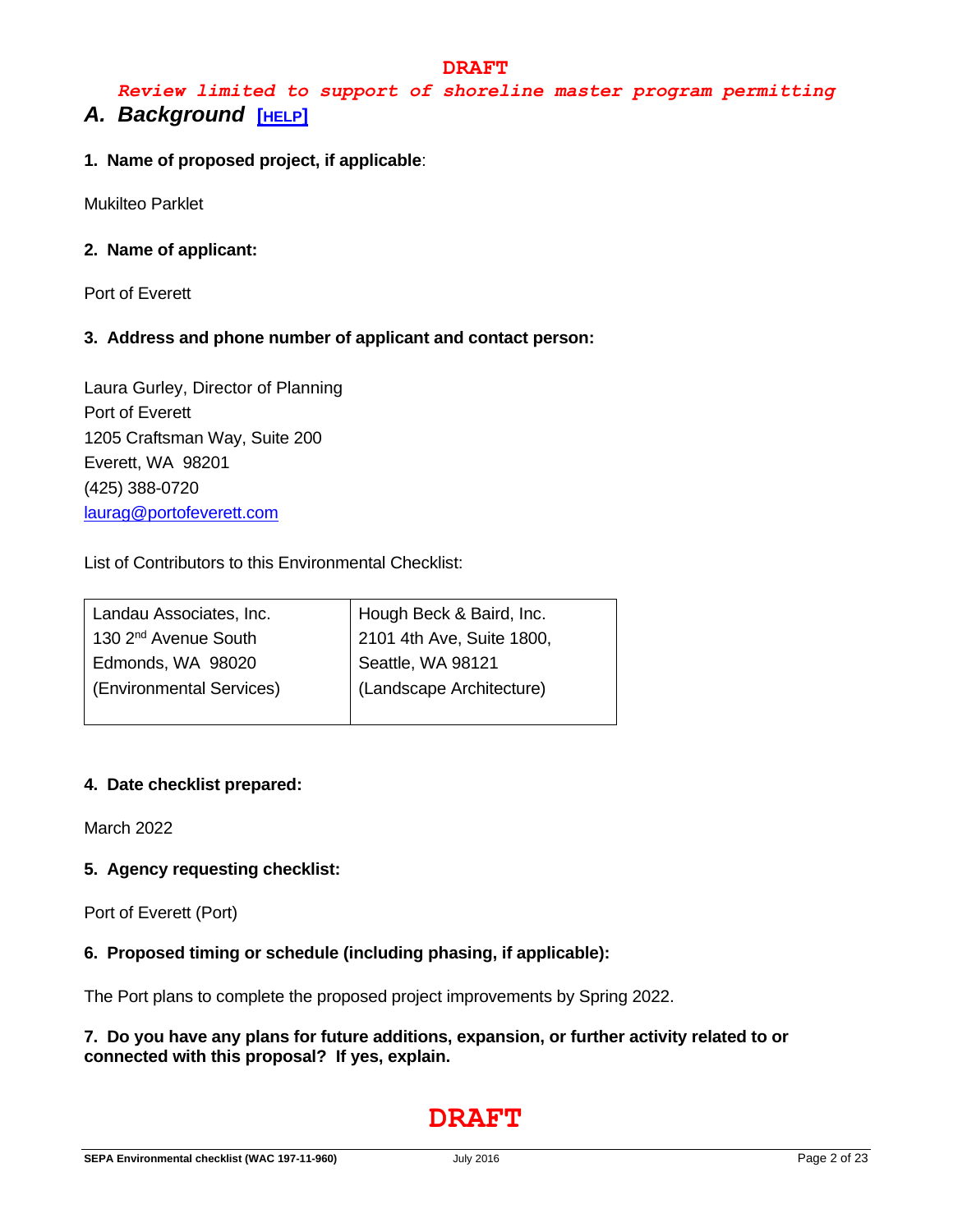**DRAFT**

***Review limited to support of shoreline master program permitting***

## *A. Background* [HELP]

**1. Name of proposed project, if applicable**:

Mukilteo Parklet

**2. Name of applicant:**

Port of Everett

**3. Address and phone number of applicant and contact person:**

Laura Gurley, Director of Planning
Port of Everett
1205 Craftsman Way, Suite 200
Everett, WA 98201
(425) 388-0720
laurag@portofeverett.com

List of Contributors to this Environmental Checklist:

| Landau Associates, Inc.<br>130 2nd Avenue South<br>Edmonds, WA 98020<br>(Environmental Services) | Hough Beck & Baird, Inc.<br>2101 4th Ave, Suite 1800,<br>Seattle, WA 98121<br>(Landscape Architecture) |
|---|---|

**4. Date checklist prepared:**

March 2022

**5. Agency requesting checklist:**

Port of Everett (Port)

**6. Proposed timing or schedule (including phasing, if applicable):**

The Port plans to complete the proposed project improvements by Spring 2022.

**7. Do you have any plans for future additions, expansion, or further activity related to or connected with this proposal? If yes, explain.**

**DRAFT**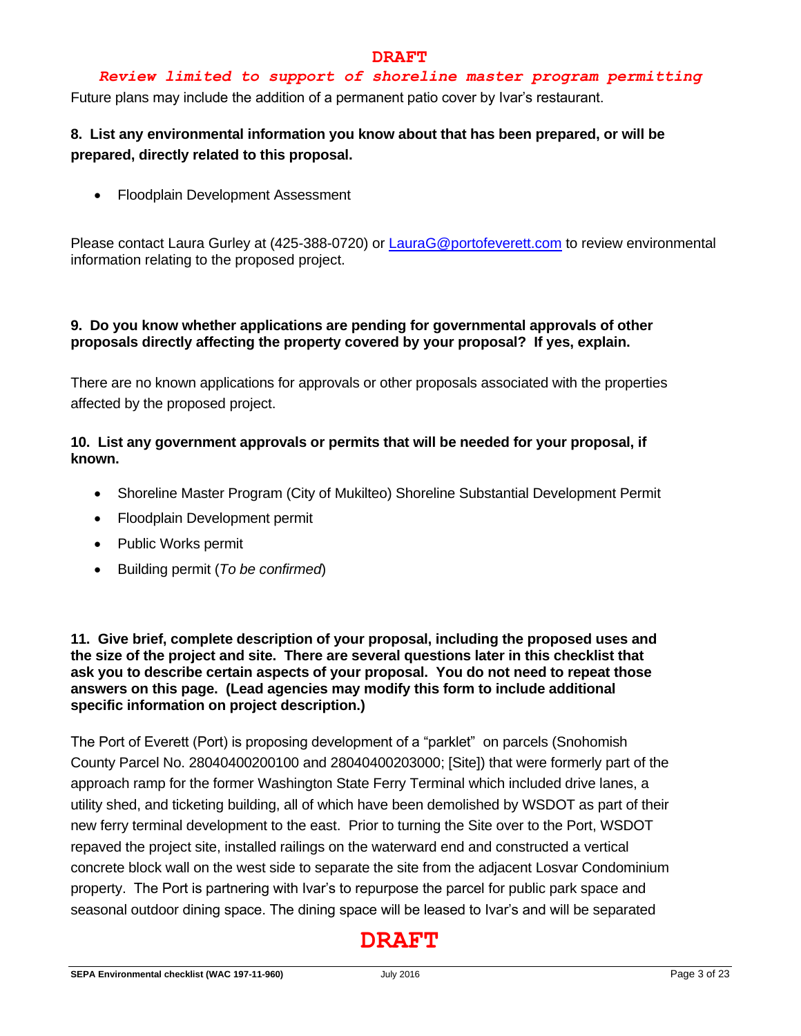Future plans may include the addition of a permanent patio cover by Ivar's restaurant.

**8. List any environmental information you know about that has been prepared, or will be prepared, directly related to this proposal.**

- Floodplain Development Assessment

Please contact Laura Gurley at (425-388-0720) or LauraG@portofeverett.com to review environmental information relating to the proposed project.

**9. Do you know whether applications are pending for governmental approvals of other proposals directly affecting the property covered by your proposal? If yes, explain.**

There are no known applications for approvals or other proposals associated with the properties affected by the proposed project.

**10. List any government approvals or permits that will be needed for your proposal, if known.**

- Shoreline Master Program (City of Mukilteo) Shoreline Substantial Development Permit
- Floodplain Development permit
- Public Works permit
- Building permit (*To be confirmed*)

**11. Give brief, complete description of your proposal, including the proposed uses and the size of the project and site. There are several questions later in this checklist that ask you to describe certain aspects of your proposal. You do not need to repeat those answers on this page. (Lead agencies may modify this form to include additional specific information on project description.)**

The Port of Everett (Port) is proposing development of a "parklet" on parcels (Snohomish County Parcel No. 28040400200100 and 28040400203000; [Site]) that were formerly part of the approach ramp for the former Washington State Ferry Terminal which included drive lanes, a utility shed, and ticketing building, all of which have been demolished by WSDOT as part of their new ferry terminal development to the east. Prior to turning the Site over to the Port, WSDOT repaved the project site, installed railings on the waterward end and constructed a vertical concrete block wall on the west side to separate the site from the adjacent Losvar Condominium property. The Port is partnering with Ivar's to repurpose the parcel for public park space and seasonal outdoor dining space. The dining space will be leased to Ivar's and will be separated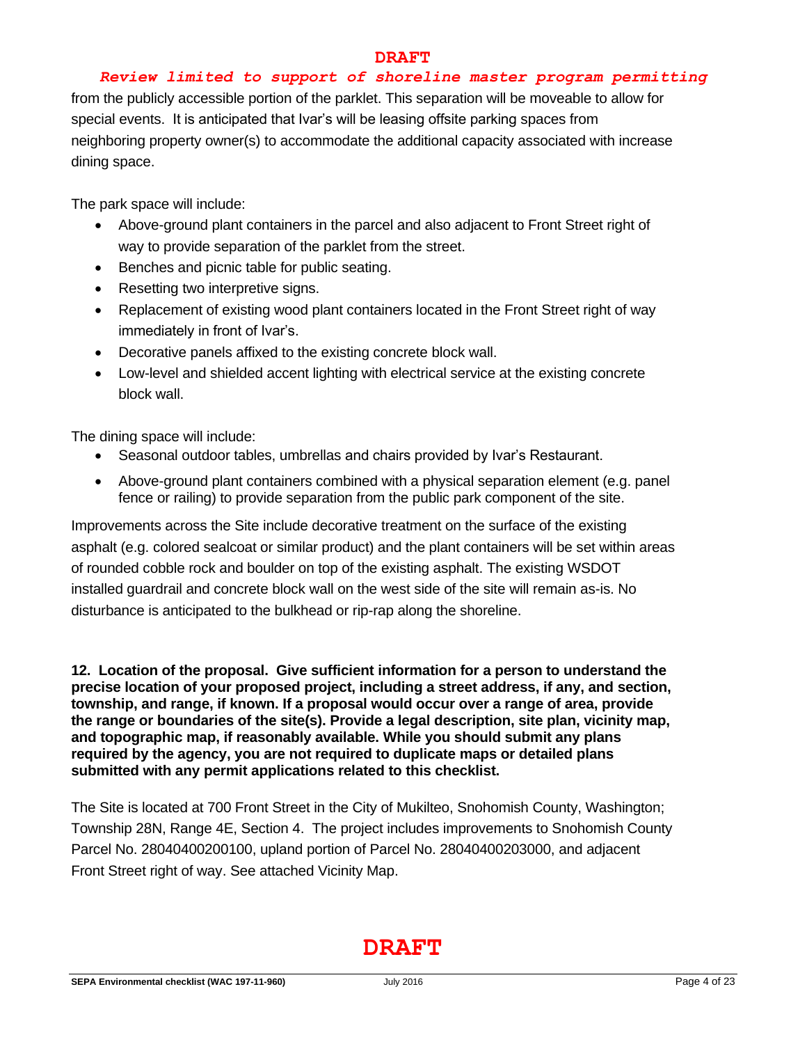from the publicly accessible portion of the parklet. This separation will be moveable to allow for special events. It is anticipated that Ivar's will be leasing offsite parking spaces from neighboring property owner(s) to accommodate the additional capacity associated with increase dining space.

The park space will include:

- Above-ground plant containers in the parcel and also adjacent to Front Street right of way to provide separation of the parklet from the street.
- Benches and picnic table for public seating.
- Resetting two interpretive signs.
- Replacement of existing wood plant containers located in the Front Street right of way immediately in front of Ivar's.
- Decorative panels affixed to the existing concrete block wall.
- Low-level and shielded accent lighting with electrical service at the existing concrete block wall.

The dining space will include:

- Seasonal outdoor tables, umbrellas and chairs provided by Ivar's Restaurant.
- Above-ground plant containers combined with a physical separation element (e.g. panel fence or railing) to provide separation from the public park component of the site.

Improvements across the Site include decorative treatment on the surface of the existing asphalt (e.g. colored sealcoat or similar product) and the plant containers will be set within areas of rounded cobble rock and boulder on top of the existing asphalt. The existing WSDOT installed guardrail and concrete block wall on the west side of the site will remain as-is. No disturbance is anticipated to the bulkhead or rip-rap along the shoreline.

**12. Location of the proposal. Give sufficient information for a person to understand the precise location of your proposed project, including a street address, if any, and section, township, and range, if known. If a proposal would occur over a range of area, provide the range or boundaries of the site(s). Provide a legal description, site plan, vicinity map, and topographic map, if reasonably available. While you should submit any plans required by the agency, you are not required to duplicate maps or detailed plans submitted with any permit applications related to this checklist.**

The Site is located at 700 Front Street in the City of Mukilteo, Snohomish County, Washington; Township 28N, Range 4E, Section 4. The project includes improvements to Snohomish County Parcel No. 28040400200100, upland portion of Parcel No. 28040400203000, and adjacent Front Street right of way. See attached Vicinity Map.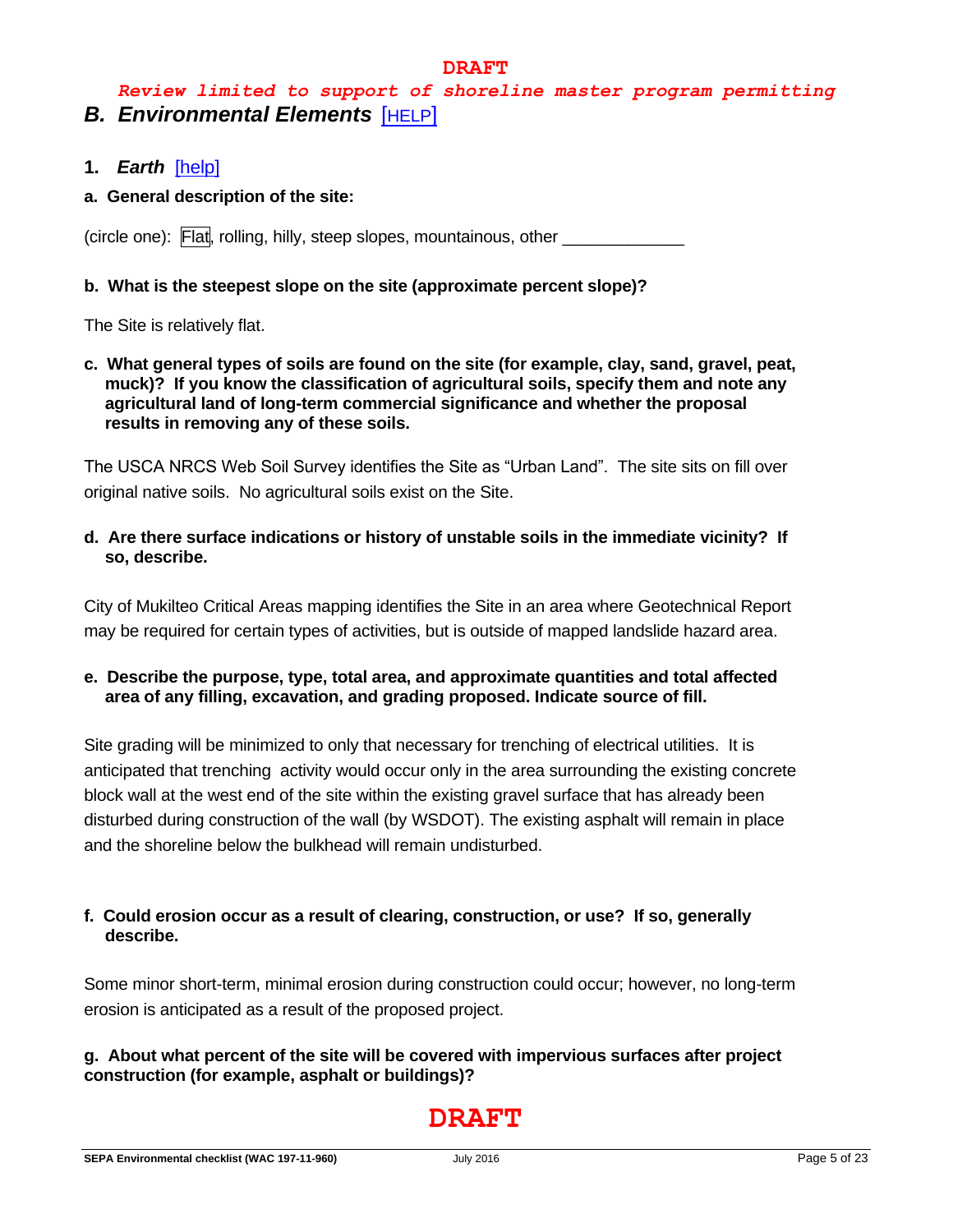**DRAFT**

***Review limited to support of shoreline master program permitting***

## *B. Environmental Elements* [HELP]

### 1. *Earth* [help]

**a. General description of the site:**

(circle one): Flat, rolling, hilly, steep slopes, mountainous, other _____________

**b. What is the steepest slope on the site (approximate percent slope)?**

The Site is relatively flat.

**c. What general types of soils are found on the site (for example, clay, sand, gravel, peat, muck)? If you know the classification of agricultural soils, specify them and note any agricultural land of long-term commercial significance and whether the proposal results in removing any of these soils.**

The USCA NRCS Web Soil Survey identifies the Site as "Urban Land". The site sits on fill over original native soils. No agricultural soils exist on the Site.

**d. Are there surface indications or history of unstable soils in the immediate vicinity? If so, describe.**

City of Mukilteo Critical Areas mapping identifies the Site in an area where Geotechnical Report may be required for certain types of activities, but is outside of mapped landslide hazard area.

**e. Describe the purpose, type, total area, and approximate quantities and total affected area of any filling, excavation, and grading proposed. Indicate source of fill.**

Site grading will be minimized to only that necessary for trenching of electrical utilities. It is anticipated that trenching activity would occur only in the area surrounding the existing concrete block wall at the west end of the site within the existing gravel surface that has already been disturbed during construction of the wall (by WSDOT). The existing asphalt will remain in place and the shoreline below the bulkhead will remain undisturbed.

**f. Could erosion occur as a result of clearing, construction, or use? If so, generally describe.**

Some minor short-term, minimal erosion during construction could occur; however, no long-term erosion is anticipated as a result of the proposed project.

**g. About what percent of the site will be covered with impervious surfaces after project construction (for example, asphalt or buildings)?**

**DRAFT**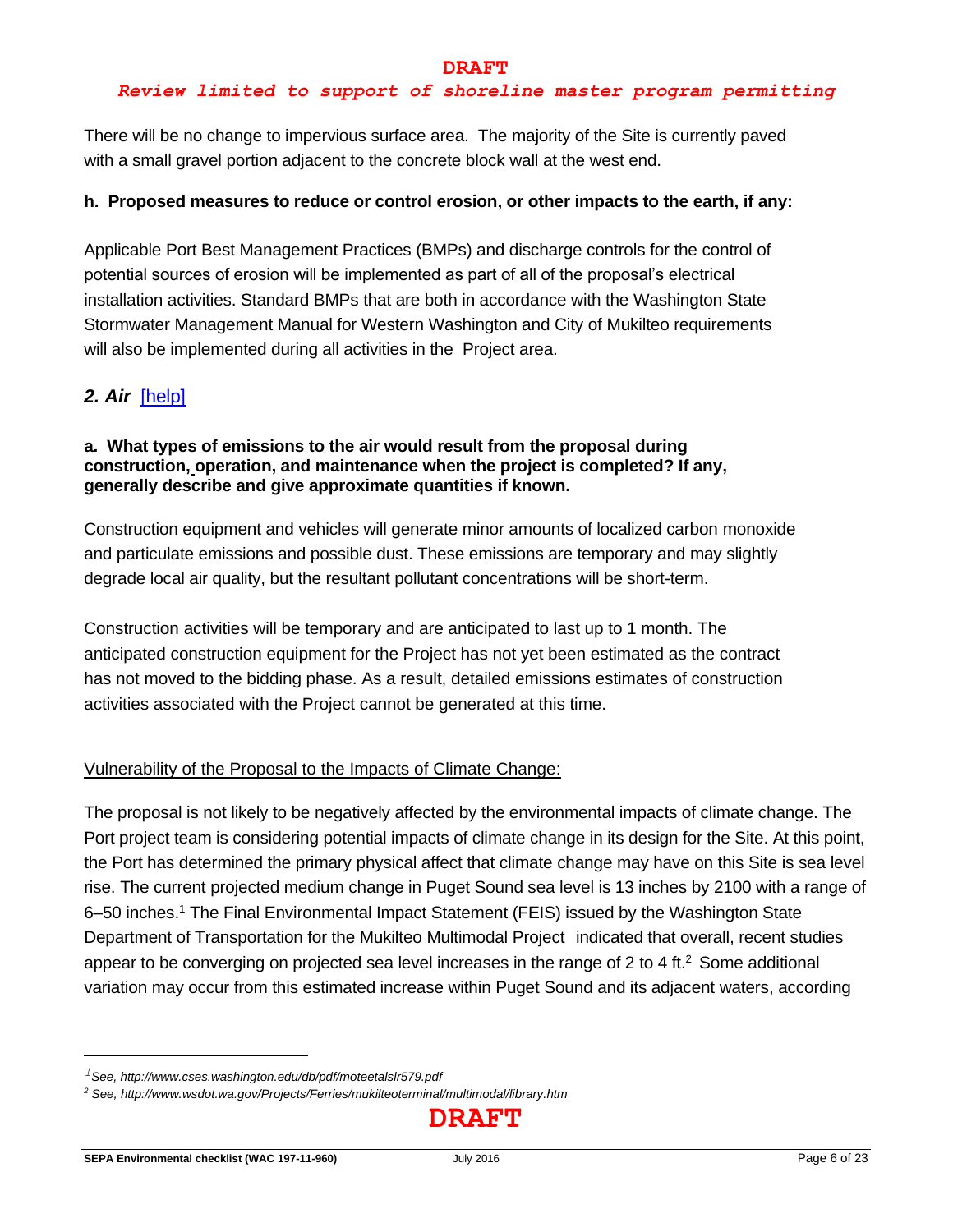There will be no change to impervious surface area. The majority of the Site is currently paved with a small gravel portion adjacent to the concrete block wall at the west end.

**h. Proposed measures to reduce or control erosion, or other impacts to the earth, if any:**

Applicable Port Best Management Practices (BMPs) and discharge controls for the control of potential sources of erosion will be implemented as part of all of the proposal's electrical installation activities. Standard BMPs that are both in accordance with the Washington State Stormwater Management Manual for Western Washington and City of Mukilteo requirements will also be implemented during all activities in the Project area.

## *2. Air* [help]

**a. What types of emissions to the air would result from the proposal during construction, operation, and maintenance when the project is completed? If any, generally describe and give approximate quantities if known.**

Construction equipment and vehicles will generate minor amounts of localized carbon monoxide and particulate emissions and possible dust. These emissions are temporary and may slightly degrade local air quality, but the resultant pollutant concentrations will be short-term.

Construction activities will be temporary and are anticipated to last up to 1 month. The anticipated construction equipment for the Project has not yet been estimated as the contract has not moved to the bidding phase. As a result, detailed emissions estimates of construction activities associated with the Project cannot be generated at this time.

Vulnerability of the Proposal to the Impacts of Climate Change:

The proposal is not likely to be negatively affected by the environmental impacts of climate change. The Port project team is considering potential impacts of climate change in its design for the Site. At this point, the Port has determined the primary physical affect that climate change may have on this Site is sea level rise. The current projected medium change in Puget Sound sea level is 13 inches by 2100 with a range of 6–50 inches.[1] The Final Environmental Impact Statement (FEIS) issued by the Washington State Department of Transportation for the Mukilteo Multimodal Project indicated that overall, recent studies appear to be converging on projected sea level increases in the range of 2 to 4 ft.[2] Some additional variation may occur from this estimated increase within Puget Sound and its adjacent waters, according

---

[1] *See, http://www.cses.washington.edu/db/pdf/moteetalslr579.pdf*

[2] *See, http://www.wsdot.wa.gov/Projects/Ferries/mukilteoterminal/multimodal/library.htm*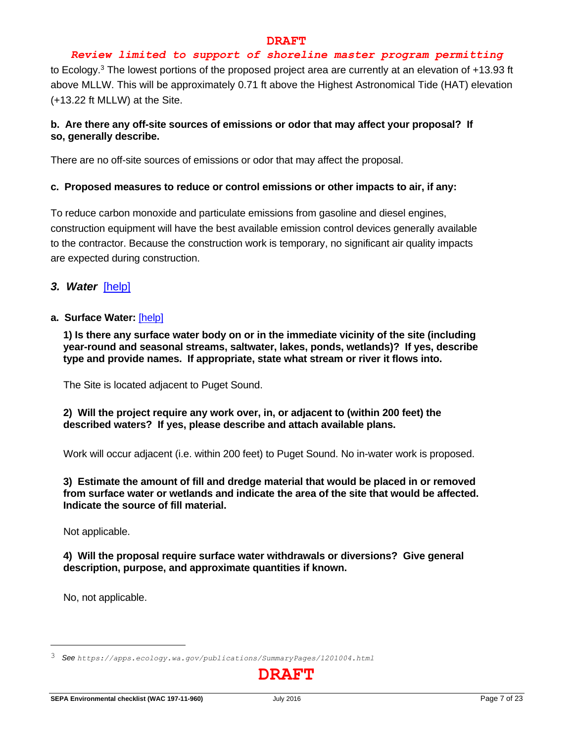to Ecology.[3] The lowest portions of the proposed project area are currently at an elevation of +13.93 ft above MLLW. This will be approximately 0.71 ft above the Highest Astronomical Tide (HAT) elevation (+13.22 ft MLLW) at the Site.

**b. Are there any off-site sources of emissions or odor that may affect your proposal? If so, generally describe.**

There are no off-site sources of emissions or odor that may affect the proposal.

**c. Proposed measures to reduce or control emissions or other impacts to air, if any:**

To reduce carbon monoxide and particulate emissions from gasoline and diesel engines, construction equipment will have the best available emission control devices generally available to the contractor. Because the construction work is temporary, no significant air quality impacts are expected during construction.

### *3. Water* [help]

**a. Surface Water:** [help]

**1) Is there any surface water body on or in the immediate vicinity of the site (including year-round and seasonal streams, saltwater, lakes, ponds, wetlands)? If yes, describe type and provide names. If appropriate, state what stream or river it flows into.**

The Site is located adjacent to Puget Sound.

**2) Will the project require any work over, in, or adjacent to (within 200 feet) the described waters? If yes, please describe and attach available plans.**

Work will occur adjacent (i.e. within 200 feet) to Puget Sound. No in-water work is proposed.

**3) Estimate the amount of fill and dredge material that would be placed in or removed from surface water or wetlands and indicate the area of the site that would be affected. Indicate the source of fill material.**

Not applicable.

**4) Will the proposal require surface water withdrawals or diversions? Give general description, purpose, and approximate quantities if known.**

No, not applicable.

---

[3] *See* https://apps.ecology.wa.gov/publications/SummaryPages/1201004.html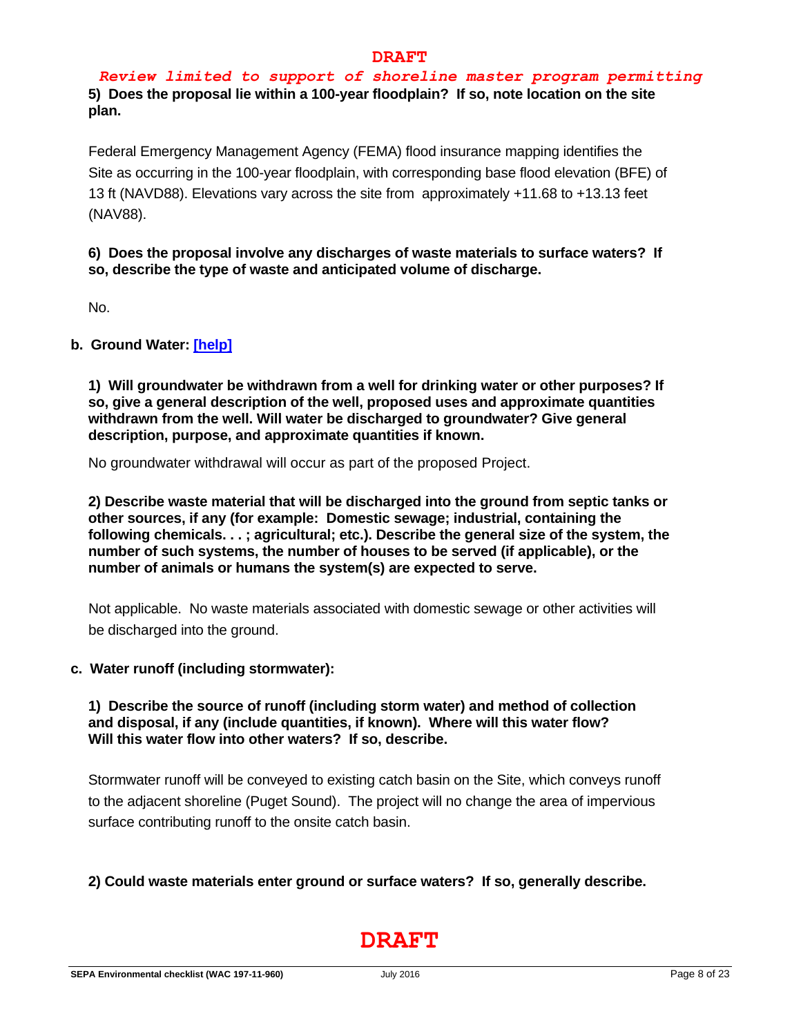**5) Does the proposal lie within a 100-year floodplain? If so, note location on the site plan.**

Federal Emergency Management Agency (FEMA) flood insurance mapping identifies the Site as occurring in the 100-year floodplain, with corresponding base flood elevation (BFE) of 13 ft (NAVD88). Elevations vary across the site from approximately +11.68 to +13.13 feet (NAV88).

**6) Does the proposal involve any discharges of waste materials to surface waters? If so, describe the type of waste and anticipated volume of discharge.**

No.

**b. Ground Water: [help]**

**1) Will groundwater be withdrawn from a well for drinking water or other purposes? If so, give a general description of the well, proposed uses and approximate quantities withdrawn from the well. Will water be discharged to groundwater? Give general description, purpose, and approximate quantities if known.**

No groundwater withdrawal will occur as part of the proposed Project.

**2) Describe waste material that will be discharged into the ground from septic tanks or other sources, if any (for example: Domestic sewage; industrial, containing the following chemicals. . . ; agricultural; etc.). Describe the general size of the system, the number of such systems, the number of houses to be served (if applicable), or the number of animals or humans the system(s) are expected to serve.**

Not applicable. No waste materials associated with domestic sewage or other activities will be discharged into the ground.

**c. Water runoff (including stormwater):**

**1) Describe the source of runoff (including storm water) and method of collection and disposal, if any (include quantities, if known). Where will this water flow? Will this water flow into other waters? If so, describe.**

Stormwater runoff will be conveyed to existing catch basin on the Site, which conveys runoff to the adjacent shoreline (Puget Sound). The project will no change the area of impervious surface contributing runoff to the onsite catch basin.

**2) Could waste materials enter ground or surface waters? If so, generally describe.**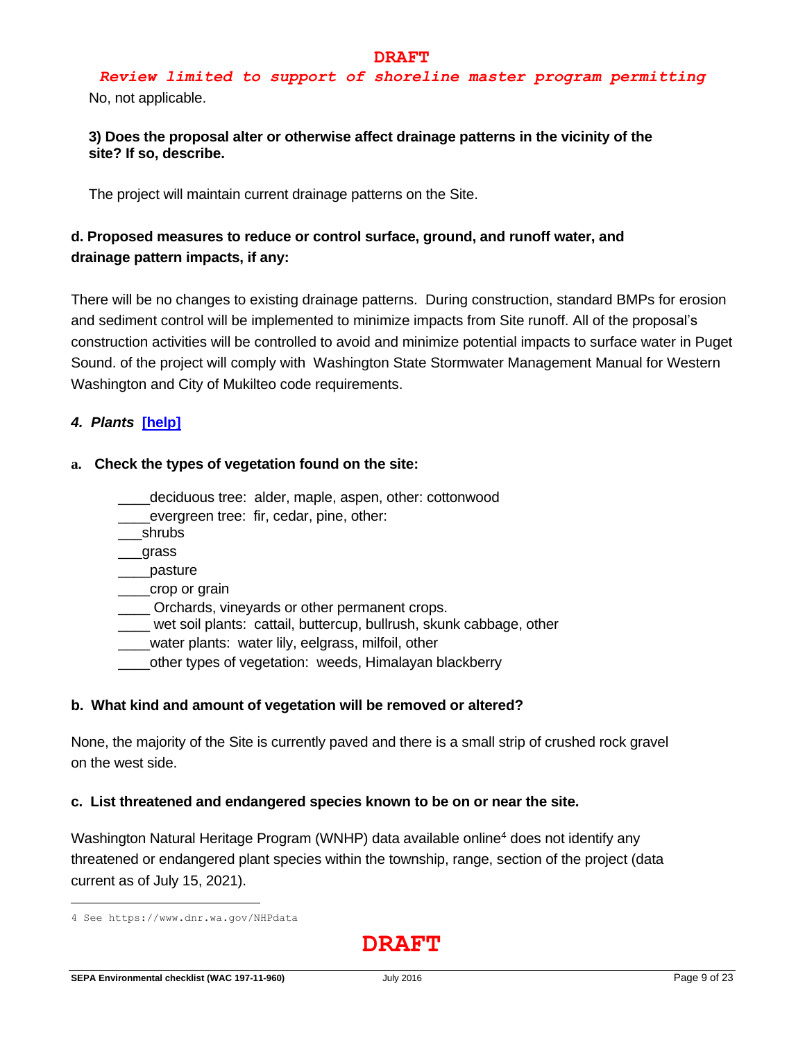No, not applicable.

**3) Does the proposal alter or otherwise affect drainage patterns in the vicinity of the site? If so, describe.**

The project will maintain current drainage patterns on the Site.

**d. Proposed measures to reduce or control surface, ground, and runoff water, and drainage pattern impacts, if any:**

There will be no changes to existing drainage patterns. During construction, standard BMPs for erosion and sediment control will be implemented to minimize impacts from Site runoff. All of the proposal's construction activities will be controlled to avoid and minimize potential impacts to surface water in Puget Sound. of the project will comply with Washington State Stormwater Management Manual for Western Washington and City of Mukilteo code requirements.

### *4. Plants* [help]

**a. Check the types of vegetation found on the site:**

____deciduous tree: alder, maple, aspen, other: cottonwood
____evergreen tree: fir, cedar, pine, other:
___shrubs
___grass
____pasture
____crop or grain
____ Orchards, vineyards or other permanent crops.
____ wet soil plants: cattail, buttercup, bullrush, skunk cabbage, other
____water plants: water lily, eelgrass, milfoil, other
____other types of vegetation: weeds, Himalayan blackberry

**b. What kind and amount of vegetation will be removed or altered?**

None, the majority of the Site is currently paved and there is a small strip of crushed rock gravel on the west side.

**c. List threatened and endangered species known to be on or near the site.**

Washington Natural Heritage Program (WNHP) data available online[4] does not identify any threatened or endangered plant species within the township, range, section of the project (data current as of July 15, 2021).

4 See https://www.dnr.wa.gov/NHPdata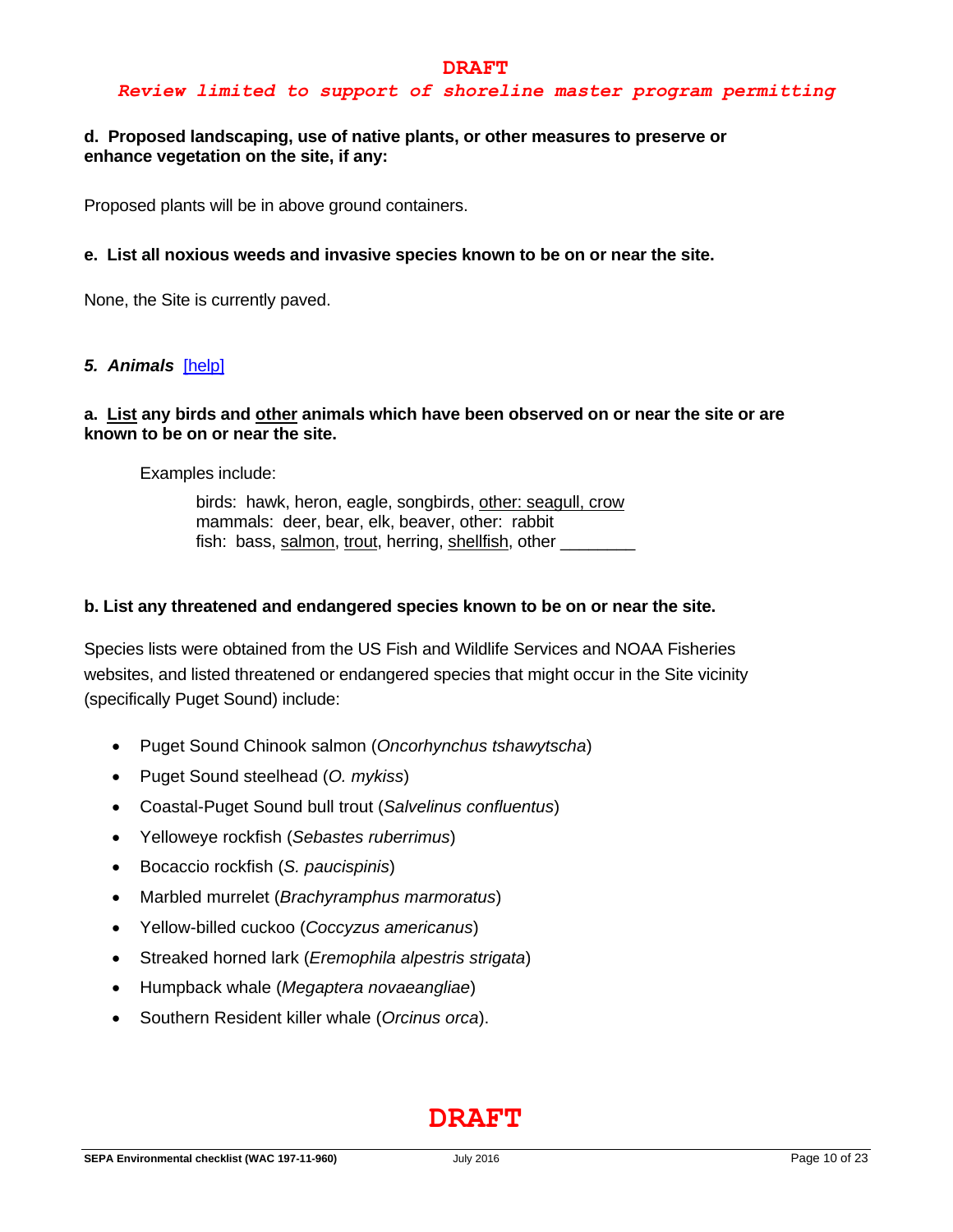**DRAFT**

***Review limited to support of shoreline master program permitting***

**d. Proposed landscaping, use of native plants, or other measures to preserve or enhance vegetation on the site, if any:**

Proposed plants will be in above ground containers.

**e. List all noxious weeds and invasive species known to be on or near the site.**

None, the Site is currently paved.

### *5. Animals* [help]

**a. List any birds and other animals which have been observed on or near the site or are known to be on or near the site.**

Examples include:

birds: hawk, heron, eagle, songbirds, other: seagull, crow
mammals: deer, bear, elk, beaver, other: rabbit
fish: bass, salmon, trout, herring, shellfish, other ________

**b. List any threatened and endangered species known to be on or near the site.**

Species lists were obtained from the US Fish and Wildlife Services and NOAA Fisheries websites, and listed threatened or endangered species that might occur in the Site vicinity (specifically Puget Sound) include:

- Puget Sound Chinook salmon (*Oncorhynchus tshawytscha*)
- Puget Sound steelhead (*O. mykiss*)
- Coastal-Puget Sound bull trout (*Salvelinus confluentus*)
- Yelloweye rockfish (*Sebastes ruberrimus*)
- Bocaccio rockfish (*S. paucispinis*)
- Marbled murrelet (*Brachyramphus marmoratus*)
- Yellow-billed cuckoo (*Coccyzus americanus*)
- Streaked horned lark (*Eremophila alpestris strigata*)
- Humpback whale (*Megaptera novaeangliae*)
- Southern Resident killer whale (*Orcinus orca*).

**DRAFT**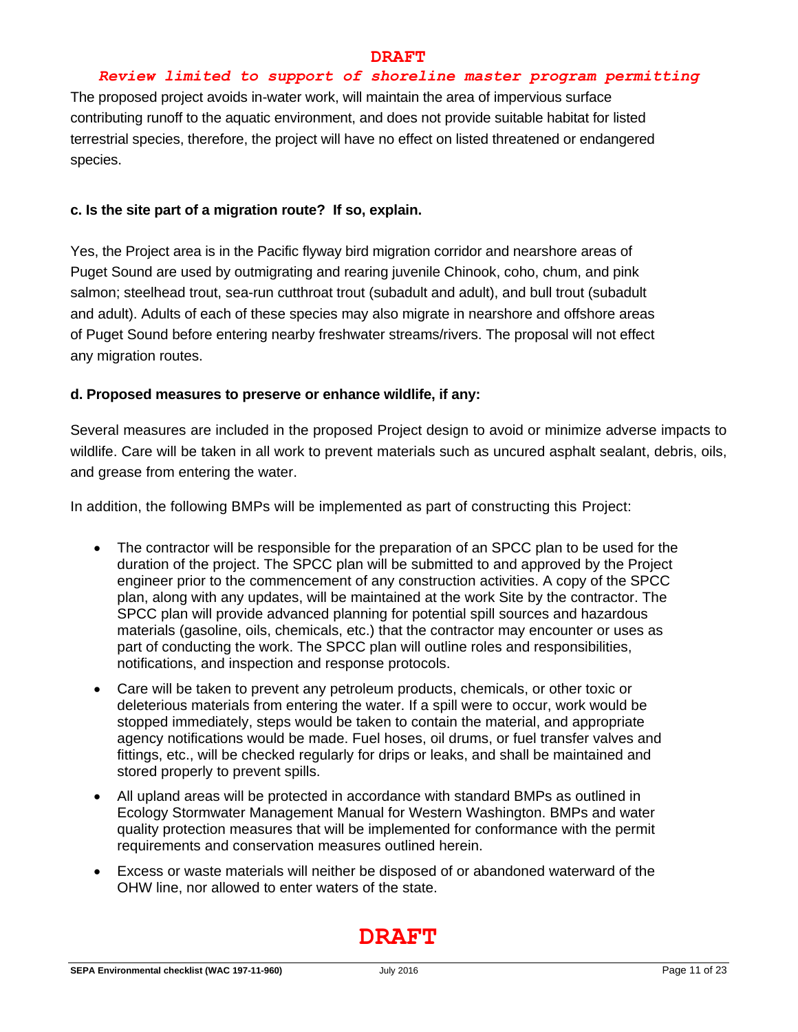**DRAFT**

***Review limited to support of shoreline master program permitting***

The proposed project avoids in-water work, will maintain the area of impervious surface contributing runoff to the aquatic environment, and does not provide suitable habitat for listed terrestrial species, therefore, the project will have no effect on listed threatened or endangered species.

**c. Is the site part of a migration route? If so, explain.**

Yes, the Project area is in the Pacific flyway bird migration corridor and nearshore areas of Puget Sound are used by outmigrating and rearing juvenile Chinook, coho, chum, and pink salmon; steelhead trout, sea-run cutthroat trout (subadult and adult), and bull trout (subadult and adult). Adults of each of these species may also migrate in nearshore and offshore areas of Puget Sound before entering nearby freshwater streams/rivers. The proposal will not effect any migration routes.

**d. Proposed measures to preserve or enhance wildlife, if any:**

Several measures are included in the proposed Project design to avoid or minimize adverse impacts to wildlife. Care will be taken in all work to prevent materials such as uncured asphalt sealant, debris, oils, and grease from entering the water.

In addition, the following BMPs will be implemented as part of constructing this Project:

- The contractor will be responsible for the preparation of an SPCC plan to be used for the duration of the project. The SPCC plan will be submitted to and approved by the Project engineer prior to the commencement of any construction activities. A copy of the SPCC plan, along with any updates, will be maintained at the work Site by the contractor. The SPCC plan will provide advanced planning for potential spill sources and hazardous materials (gasoline, oils, chemicals, etc.) that the contractor may encounter or uses as part of conducting the work. The SPCC plan will outline roles and responsibilities, notifications, and inspection and response protocols.
- Care will be taken to prevent any petroleum products, chemicals, or other toxic or deleterious materials from entering the water. If a spill were to occur, work would be stopped immediately, steps would be taken to contain the material, and appropriate agency notifications would be made. Fuel hoses, oil drums, or fuel transfer valves and fittings, etc., will be checked regularly for drips or leaks, and shall be maintained and stored properly to prevent spills.
- All upland areas will be protected in accordance with standard BMPs as outlined in Ecology Stormwater Management Manual for Western Washington. BMPs and water quality protection measures that will be implemented for conformance with the permit requirements and conservation measures outlined herein.
- Excess or waste materials will neither be disposed of or abandoned waterward of the OHW line, nor allowed to enter waters of the state.

**DRAFT**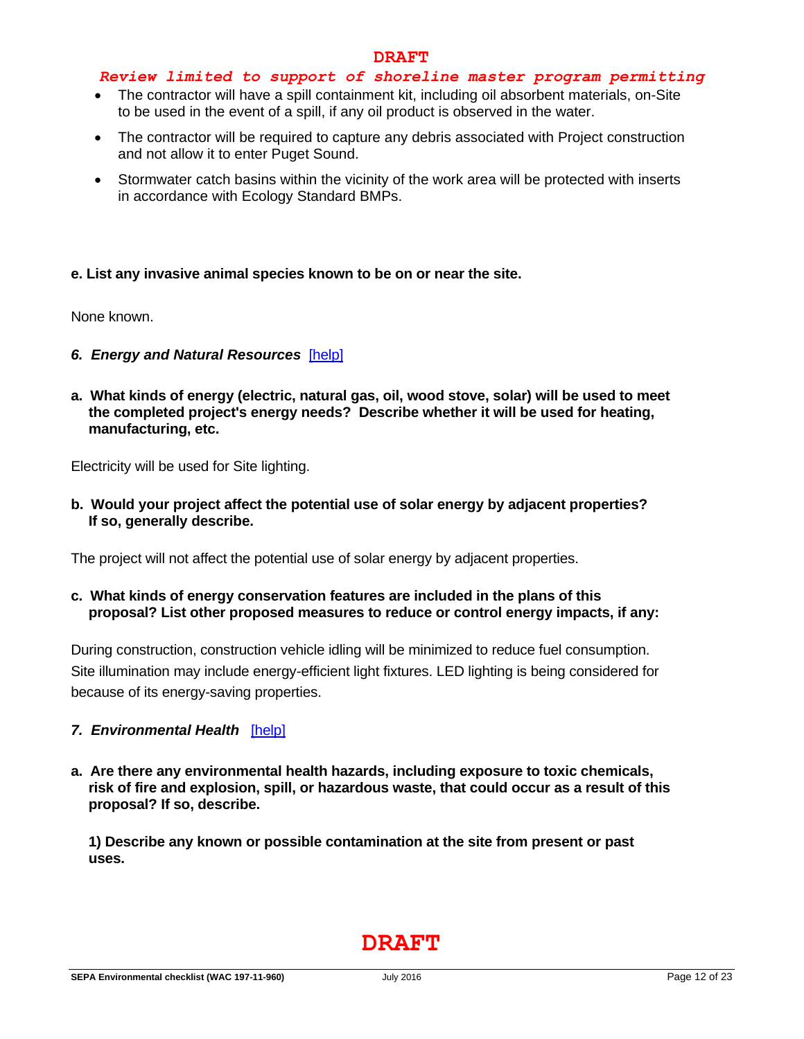- The contractor will have a spill containment kit, including oil absorbent materials, on-Site to be used in the event of a spill, if any oil product is observed in the water.
- The contractor will be required to capture any debris associated with Project construction and not allow it to enter Puget Sound.
- Stormwater catch basins within the vicinity of the work area will be protected with inserts in accordance with Ecology Standard BMPs.

**e. List any invasive animal species known to be on or near the site.**

None known.

### *6. Energy and Natural Resources* [help]

**a. What kinds of energy (electric, natural gas, oil, wood stove, solar) will be used to meet the completed project's energy needs? Describe whether it will be used for heating, manufacturing, etc.**

Electricity will be used for Site lighting.

**b. Would your project affect the potential use of solar energy by adjacent properties? If so, generally describe.**

The project will not affect the potential use of solar energy by adjacent properties.

**c. What kinds of energy conservation features are included in the plans of this proposal? List other proposed measures to reduce or control energy impacts, if any:**

During construction, construction vehicle idling will be minimized to reduce fuel consumption. Site illumination may include energy-efficient light fixtures. LED lighting is being considered for because of its energy-saving properties.

### *7. Environmental Health* [help]

**a. Are there any environmental health hazards, including exposure to toxic chemicals, risk of fire and explosion, spill, or hazardous waste, that could occur as a result of this proposal? If so, describe.**

**1) Describe any known or possible contamination at the site from present or past uses.**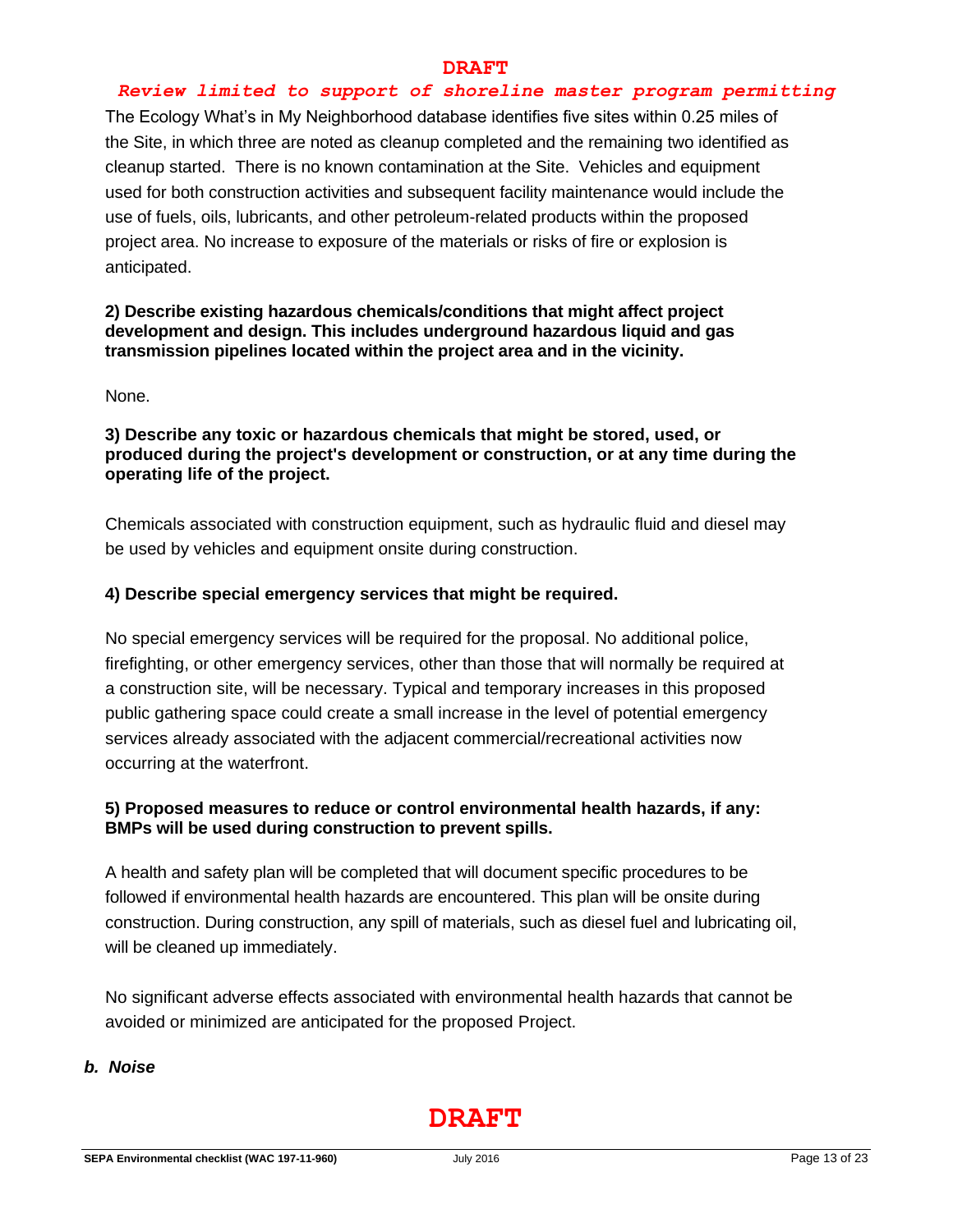The Ecology What's in My Neighborhood database identifies five sites within 0.25 miles of the Site, in which three are noted as cleanup completed and the remaining two identified as cleanup started. There is no known contamination at the Site. Vehicles and equipment used for both construction activities and subsequent facility maintenance would include the use of fuels, oils, lubricants, and other petroleum-related products within the proposed project area. No increase to exposure of the materials or risks of fire or explosion is anticipated.

**2) Describe existing hazardous chemicals/conditions that might affect project development and design. This includes underground hazardous liquid and gas transmission pipelines located within the project area and in the vicinity.**

None.

**3) Describe any toxic or hazardous chemicals that might be stored, used, or produced during the project's development or construction, or at any time during the operating life of the project.**

Chemicals associated with construction equipment, such as hydraulic fluid and diesel may be used by vehicles and equipment onsite during construction.

**4) Describe special emergency services that might be required.**

No special emergency services will be required for the proposal. No additional police, firefighting, or other emergency services, other than those that will normally be required at a construction site, will be necessary. Typical and temporary increases in this proposed public gathering space could create a small increase in the level of potential emergency services already associated with the adjacent commercial/recreational activities now occurring at the waterfront.

**5) Proposed measures to reduce or control environmental health hazards, if any: BMPs will be used during construction to prevent spills.**

A health and safety plan will be completed that will document specific procedures to be followed if environmental health hazards are encountered. This plan will be onsite during construction. During construction, any spill of materials, such as diesel fuel and lubricating oil, will be cleaned up immediately.

No significant adverse effects associated with environmental health hazards that cannot be avoided or minimized are anticipated for the proposed Project.

### *b. Noise*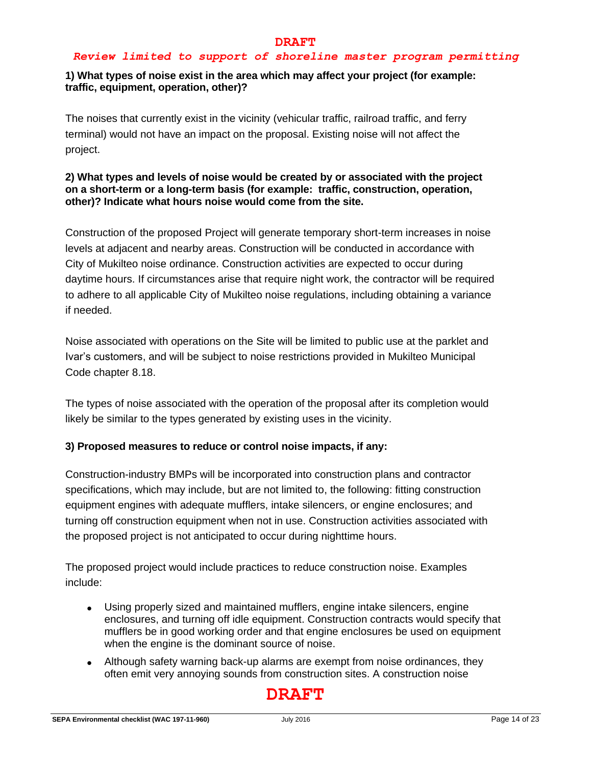**1) What types of noise exist in the area which may affect your project (for example: traffic, equipment, operation, other)?**

The noises that currently exist in the vicinity (vehicular traffic, railroad traffic, and ferry terminal) would not have an impact on the proposal. Existing noise will not affect the project.

**2) What types and levels of noise would be created by or associated with the project on a short-term or a long-term basis (for example: traffic, construction, operation, other)? Indicate what hours noise would come from the site.**

Construction of the proposed Project will generate temporary short-term increases in noise levels at adjacent and nearby areas. Construction will be conducted in accordance with City of Mukilteo noise ordinance. Construction activities are expected to occur during daytime hours. If circumstances arise that require night work, the contractor will be required to adhere to all applicable City of Mukilteo noise regulations, including obtaining a variance if needed.

Noise associated with operations on the Site will be limited to public use at the parklet and Ivar's customers, and will be subject to noise restrictions provided in Mukilteo Municipal Code chapter 8.18.

The types of noise associated with the operation of the proposal after its completion would likely be similar to the types generated by existing uses in the vicinity.

**3) Proposed measures to reduce or control noise impacts, if any:**

Construction-industry BMPs will be incorporated into construction plans and contractor specifications, which may include, but are not limited to, the following: fitting construction equipment engines with adequate mufflers, intake silencers, or engine enclosures; and turning off construction equipment when not in use. Construction activities associated with the proposed project is not anticipated to occur during nighttime hours.

The proposed project would include practices to reduce construction noise. Examples include:

- Using properly sized and maintained mufflers, engine intake silencers, engine enclosures, and turning off idle equipment. Construction contracts would specify that mufflers be in good working order and that engine enclosures be used on equipment when the engine is the dominant source of noise.
- Although safety warning back-up alarms are exempt from noise ordinances, they often emit very annoying sounds from construction sites. A construction noise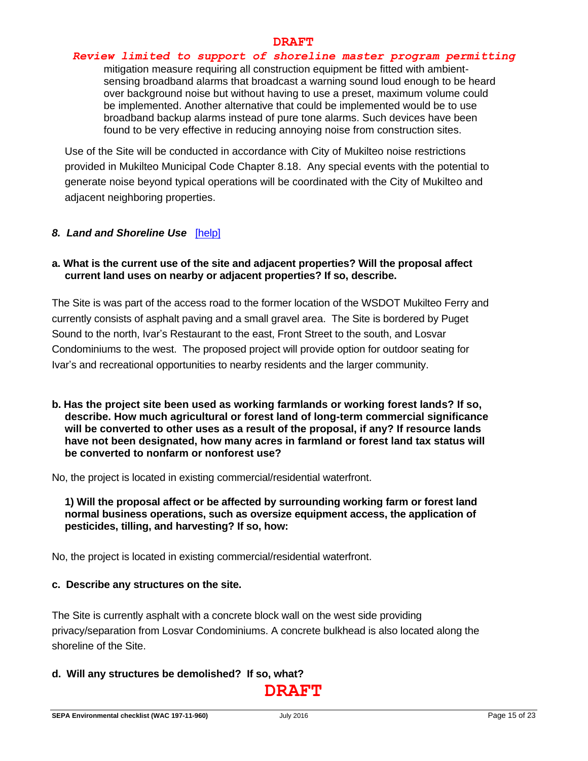mitigation measure requiring all construction equipment be fitted with ambient-sensing broadband alarms that broadcast a warning sound loud enough to be heard over background noise but without having to use a preset, maximum volume could be implemented. Another alternative that could be implemented would be to use broadband backup alarms instead of pure tone alarms. Such devices have been found to be very effective in reducing annoying noise from construction sites.

Use of the Site will be conducted in accordance with City of Mukilteo noise restrictions provided in Mukilteo Municipal Code Chapter 8.18. Any special events with the potential to generate noise beyond typical operations will be coordinated with the City of Mukilteo and adjacent neighboring properties.

### *8. Land and Shoreline Use* [help]

**a. What is the current use of the site and adjacent properties? Will the proposal affect current land uses on nearby or adjacent properties? If so, describe.**

The Site is was part of the access road to the former location of the WSDOT Mukilteo Ferry and currently consists of asphalt paving and a small gravel area. The Site is bordered by Puget Sound to the north, Ivar's Restaurant to the east, Front Street to the south, and Losvar Condominiums to the west. The proposed project will provide option for outdoor seating for Ivar's and recreational opportunities to nearby residents and the larger community.

**b. Has the project site been used as working farmlands or working forest lands? If so, describe. How much agricultural or forest land of long-term commercial significance will be converted to other uses as a result of the proposal, if any? If resource lands have not been designated, how many acres in farmland or forest land tax status will be converted to nonfarm or nonforest use?**

No, the project is located in existing commercial/residential waterfront.

**1) Will the proposal affect or be affected by surrounding working farm or forest land normal business operations, such as oversize equipment access, the application of pesticides, tilling, and harvesting? If so, how:**

No, the project is located in existing commercial/residential waterfront.

**c. Describe any structures on the site.**

The Site is currently asphalt with a concrete block wall on the west side providing privacy/separation from Losvar Condominiums. A concrete bulkhead is also located along the shoreline of the Site.

**d. Will any structures be demolished? If so, what?**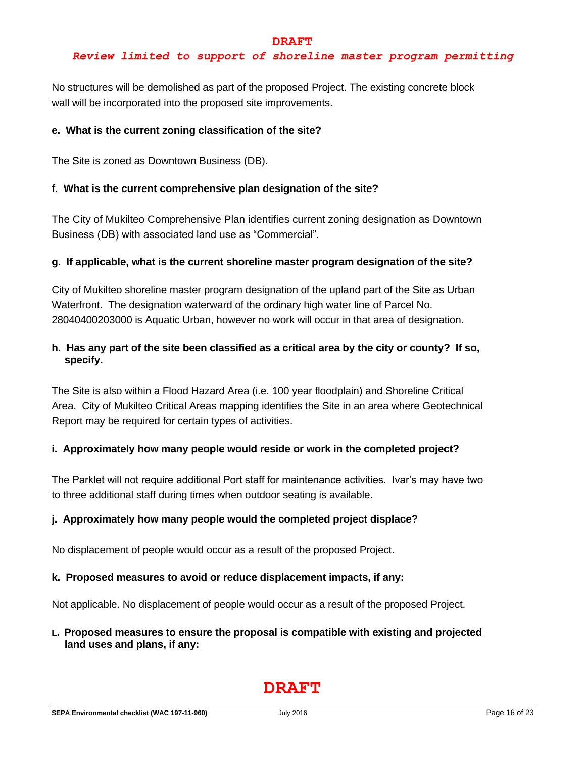No structures will be demolished as part of the proposed Project. The existing concrete block wall will be incorporated into the proposed site improvements.

**e. What is the current zoning classification of the site?**

The Site is zoned as Downtown Business (DB).

**f. What is the current comprehensive plan designation of the site?**

The City of Mukilteo Comprehensive Plan identifies current zoning designation as Downtown Business (DB) with associated land use as "Commercial".

**g. If applicable, what is the current shoreline master program designation of the site?**

City of Mukilteo shoreline master program designation of the upland part of the Site as Urban Waterfront. The designation waterward of the ordinary high water line of Parcel No. 28040400203000 is Aquatic Urban, however no work will occur in that area of designation.

**h. Has any part of the site been classified as a critical area by the city or county? If so, specify.**

The Site is also within a Flood Hazard Area (i.e. 100 year floodplain) and Shoreline Critical Area. City of Mukilteo Critical Areas mapping identifies the Site in an area where Geotechnical Report may be required for certain types of activities.

**i. Approximately how many people would reside or work in the completed project?**

The Parklet will not require additional Port staff for maintenance activities. Ivar's may have two to three additional staff during times when outdoor seating is available.

**j. Approximately how many people would the completed project displace?**

No displacement of people would occur as a result of the proposed Project.

**k. Proposed measures to avoid or reduce displacement impacts, if any:**

Not applicable. No displacement of people would occur as a result of the proposed Project.

**L. Proposed measures to ensure the proposal is compatible with existing and projected land uses and plans, if any:**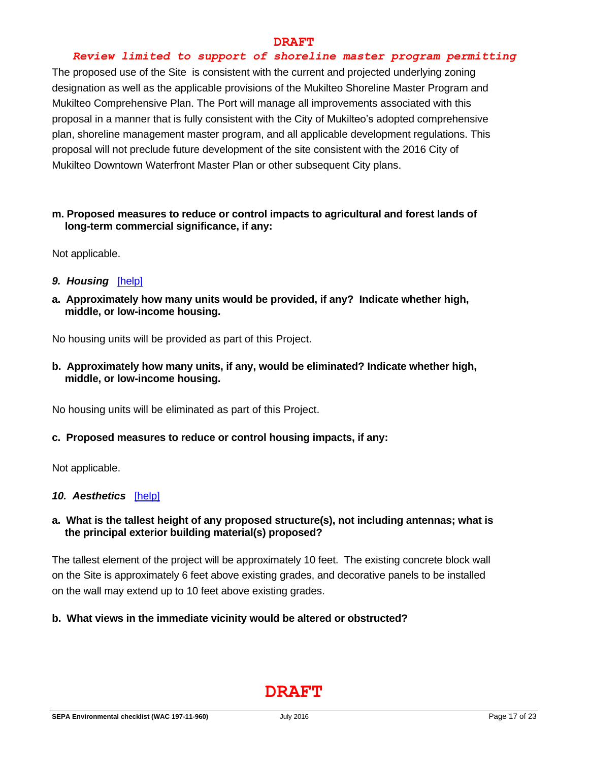The proposed use of the Site is consistent with the current and projected underlying zoning designation as well as the applicable provisions of the Mukilteo Shoreline Master Program and Mukilteo Comprehensive Plan. The Port will manage all improvements associated with this proposal in a manner that is fully consistent with the City of Mukilteo's adopted comprehensive plan, shoreline management master program, and all applicable development regulations. This proposal will not preclude future development of the site consistent with the 2016 City of Mukilteo Downtown Waterfront Master Plan or other subsequent City plans.

**m. Proposed measures to reduce or control impacts to agricultural and forest lands of long-term commercial significance, if any:**

Not applicable.

***9. Housing*** [help]

**a. Approximately how many units would be provided, if any? Indicate whether high, middle, or low-income housing.**

No housing units will be provided as part of this Project.

**b. Approximately how many units, if any, would be eliminated? Indicate whether high, middle, or low-income housing.**

No housing units will be eliminated as part of this Project.

**c. Proposed measures to reduce or control housing impacts, if any:**

Not applicable.

***10. Aesthetics*** [help]

**a. What is the tallest height of any proposed structure(s), not including antennas; what is the principal exterior building material(s) proposed?**

The tallest element of the project will be approximately 10 feet. The existing concrete block wall on the Site is approximately 6 feet above existing grades, and decorative panels to be installed on the wall may extend up to 10 feet above existing grades.

**b. What views in the immediate vicinity would be altered or obstructed?**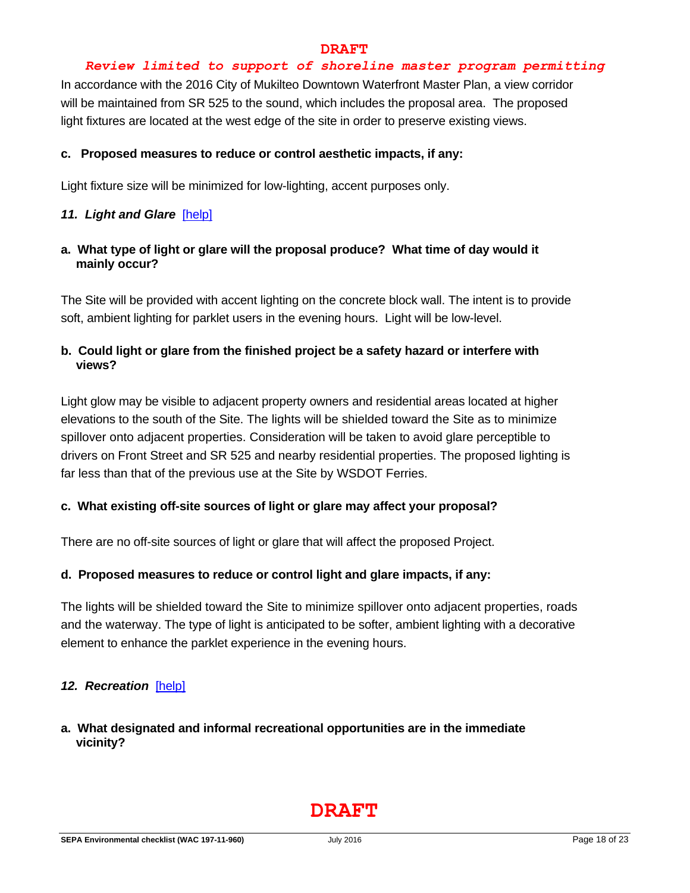In accordance with the 2016 City of Mukilteo Downtown Waterfront Master Plan, a view corridor will be maintained from SR 525 to the sound, which includes the proposal area. The proposed light fixtures are located at the west edge of the site in order to preserve existing views.

**c. Proposed measures to reduce or control aesthetic impacts, if any:**

Light fixture size will be minimized for low-lighting, accent purposes only.

### *11. Light and Glare* [help]

**a. What type of light or glare will the proposal produce? What time of day would it mainly occur?**

The Site will be provided with accent lighting on the concrete block wall. The intent is to provide soft, ambient lighting for parklet users in the evening hours. Light will be low-level.

**b. Could light or glare from the finished project be a safety hazard or interfere with views?**

Light glow may be visible to adjacent property owners and residential areas located at higher elevations to the south of the Site. The lights will be shielded toward the Site as to minimize spillover onto adjacent properties. Consideration will be taken to avoid glare perceptible to drivers on Front Street and SR 525 and nearby residential properties. The proposed lighting is far less than that of the previous use at the Site by WSDOT Ferries.

**c. What existing off-site sources of light or glare may affect your proposal?**

There are no off-site sources of light or glare that will affect the proposed Project.

**d. Proposed measures to reduce or control light and glare impacts, if any:**

The lights will be shielded toward the Site to minimize spillover onto adjacent properties, roads and the waterway. The type of light is anticipated to be softer, ambient lighting with a decorative element to enhance the parklet experience in the evening hours.

### *12. Recreation* [help]

**a. What designated and informal recreational opportunities are in the immediate vicinity?**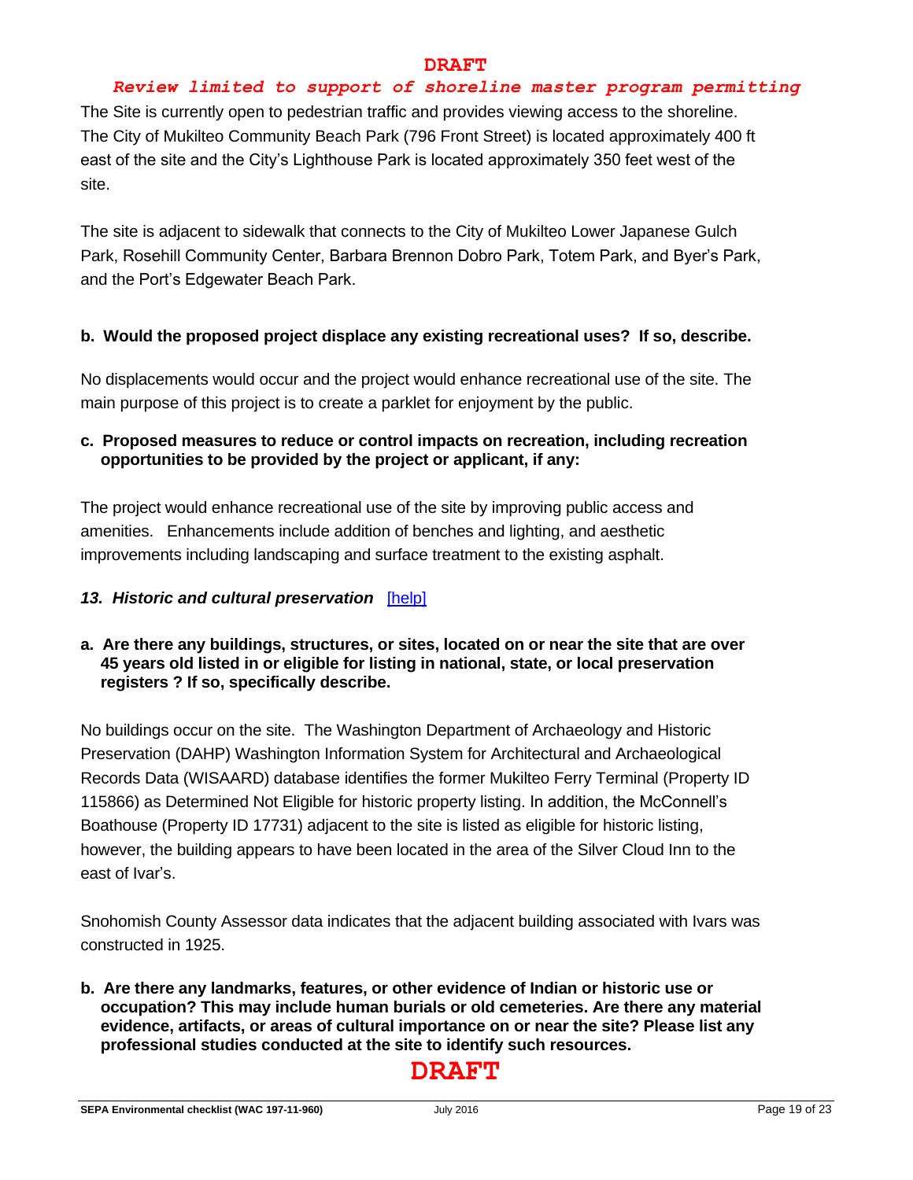**DRAFT**

***Review limited to support of shoreline master program permitting***

The Site is currently open to pedestrian traffic and provides viewing access to the shoreline. The City of Mukilteo Community Beach Park (796 Front Street) is located approximately 400 ft east of the site and the City's Lighthouse Park is located approximately 350 feet west of the site.

The site is adjacent to sidewalk that connects to the City of Mukilteo Lower Japanese Gulch Park, Rosehill Community Center, Barbara Brennon Dobro Park, Totem Park, and Byer's Park, and the Port's Edgewater Beach Park.

**b. Would the proposed project displace any existing recreational uses? If so, describe.**

No displacements would occur and the project would enhance recreational use of the site. The main purpose of this project is to create a parklet for enjoyment by the public.

**c. Proposed measures to reduce or control impacts on recreation, including recreation opportunities to be provided by the project or applicant, if any:**

The project would enhance recreational use of the site by improving public access and amenities. Enhancements include addition of benches and lighting, and aesthetic improvements including landscaping and surface treatment to the existing asphalt.

***13. Historic and cultural preservation*** [help]

**a. Are there any buildings, structures, or sites, located on or near the site that are over 45 years old listed in or eligible for listing in national, state, or local preservation registers ? If so, specifically describe.**

No buildings occur on the site. The Washington Department of Archaeology and Historic Preservation (DAHP) Washington Information System for Architectural and Archaeological Records Data (WISAARD) database identifies the former Mukilteo Ferry Terminal (Property ID 115866) as Determined Not Eligible for historic property listing. In addition, the McConnell's Boathouse (Property ID 17731) adjacent to the site is listed as eligible for historic listing, however, the building appears to have been located in the area of the Silver Cloud Inn to the east of Ivar's.

Snohomish County Assessor data indicates that the adjacent building associated with Ivars was constructed in 1925.

**b. Are there any landmarks, features, or other evidence of Indian or historic use or occupation? This may include human burials or old cemeteries. Are there any material evidence, artifacts, or areas of cultural importance on or near the site? Please list any professional studies conducted at the site to identify such resources.**

**DRAFT**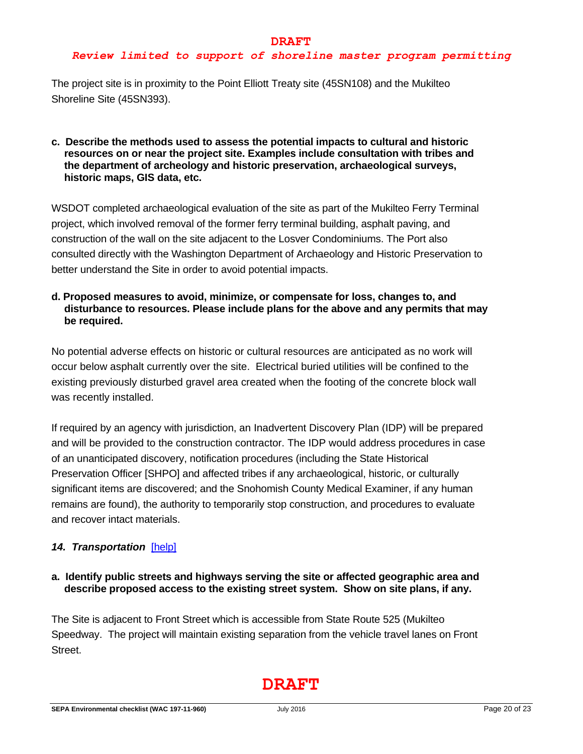The project site is in proximity to the Point Elliott Treaty site (45SN108) and the Mukilteo Shoreline Site (45SN393).

**c. Describe the methods used to assess the potential impacts to cultural and historic resources on or near the project site. Examples include consultation with tribes and the department of archeology and historic preservation, archaeological surveys, historic maps, GIS data, etc.**

WSDOT completed archaeological evaluation of the site as part of the Mukilteo Ferry Terminal project, which involved removal of the former ferry terminal building, asphalt paving, and construction of the wall on the site adjacent to the Losver Condominiums. The Port also consulted directly with the Washington Department of Archaeology and Historic Preservation to better understand the Site in order to avoid potential impacts.

**d. Proposed measures to avoid, minimize, or compensate for loss, changes to, and disturbance to resources. Please include plans for the above and any permits that may be required.**

No potential adverse effects on historic or cultural resources are anticipated as no work will occur below asphalt currently over the site. Electrical buried utilities will be confined to the existing previously disturbed gravel area created when the footing of the concrete block wall was recently installed.

If required by an agency with jurisdiction, an Inadvertent Discovery Plan (IDP) will be prepared and will be provided to the construction contractor. The IDP would address procedures in case of an unanticipated discovery, notification procedures (including the State Historical Preservation Officer [SHPO] and affected tribes if any archaeological, historic, or culturally significant items are discovered; and the Snohomish County Medical Examiner, if any human remains are found), the authority to temporarily stop construction, and procedures to evaluate and recover intact materials.

### *14. Transportation* [help]

**a. Identify public streets and highways serving the site or affected geographic area and describe proposed access to the existing street system. Show on site plans, if any.**

The Site is adjacent to Front Street which is accessible from State Route 525 (Mukilteo Speedway. The project will maintain existing separation from the vehicle travel lanes on Front Street.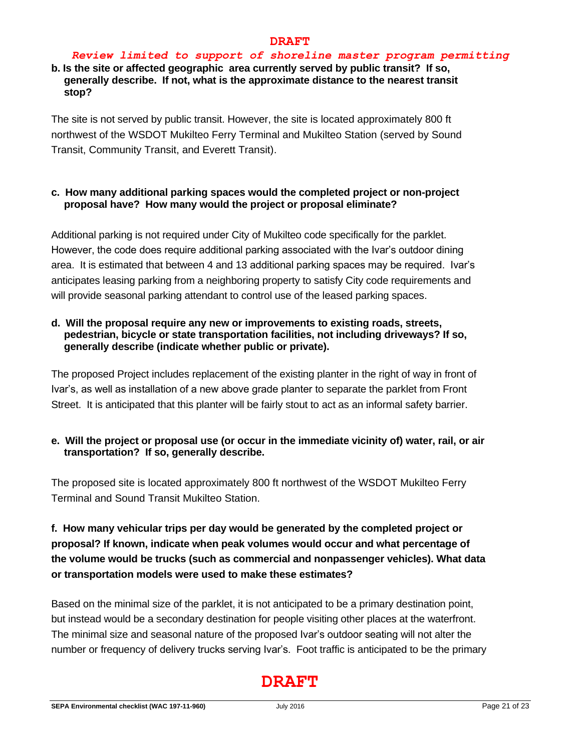**b. Is the site or affected geographic area currently served by public transit? If so, generally describe. If not, what is the approximate distance to the nearest transit stop?**

The site is not served by public transit. However, the site is located approximately 800 ft northwest of the WSDOT Mukilteo Ferry Terminal and Mukilteo Station (served by Sound Transit, Community Transit, and Everett Transit).

**c. How many additional parking spaces would the completed project or non-project proposal have? How many would the project or proposal eliminate?**

Additional parking is not required under City of Mukilteo code specifically for the parklet. However, the code does require additional parking associated with the Ivar's outdoor dining area. It is estimated that between 4 and 13 additional parking spaces may be required. Ivar's anticipates leasing parking from a neighboring property to satisfy City code requirements and will provide seasonal parking attendant to control use of the leased parking spaces.

**d. Will the proposal require any new or improvements to existing roads, streets, pedestrian, bicycle or state transportation facilities, not including driveways? If so, generally describe (indicate whether public or private).**

The proposed Project includes replacement of the existing planter in the right of way in front of Ivar's, as well as installation of a new above grade planter to separate the parklet from Front Street. It is anticipated that this planter will be fairly stout to act as an informal safety barrier.

**e. Will the project or proposal use (or occur in the immediate vicinity of) water, rail, or air transportation? If so, generally describe.**

The proposed site is located approximately 800 ft northwest of the WSDOT Mukilteo Ferry Terminal and Sound Transit Mukilteo Station.

**f. How many vehicular trips per day would be generated by the completed project or proposal? If known, indicate when peak volumes would occur and what percentage of the volume would be trucks (such as commercial and nonpassenger vehicles). What data or transportation models were used to make these estimates?**

Based on the minimal size of the parklet, it is not anticipated to be a primary destination point, but instead would be a secondary destination for people visiting other places at the waterfront. The minimal size and seasonal nature of the proposed Ivar's outdoor seating will not alter the number or frequency of delivery trucks serving Ivar's. Foot traffic is anticipated to be the primary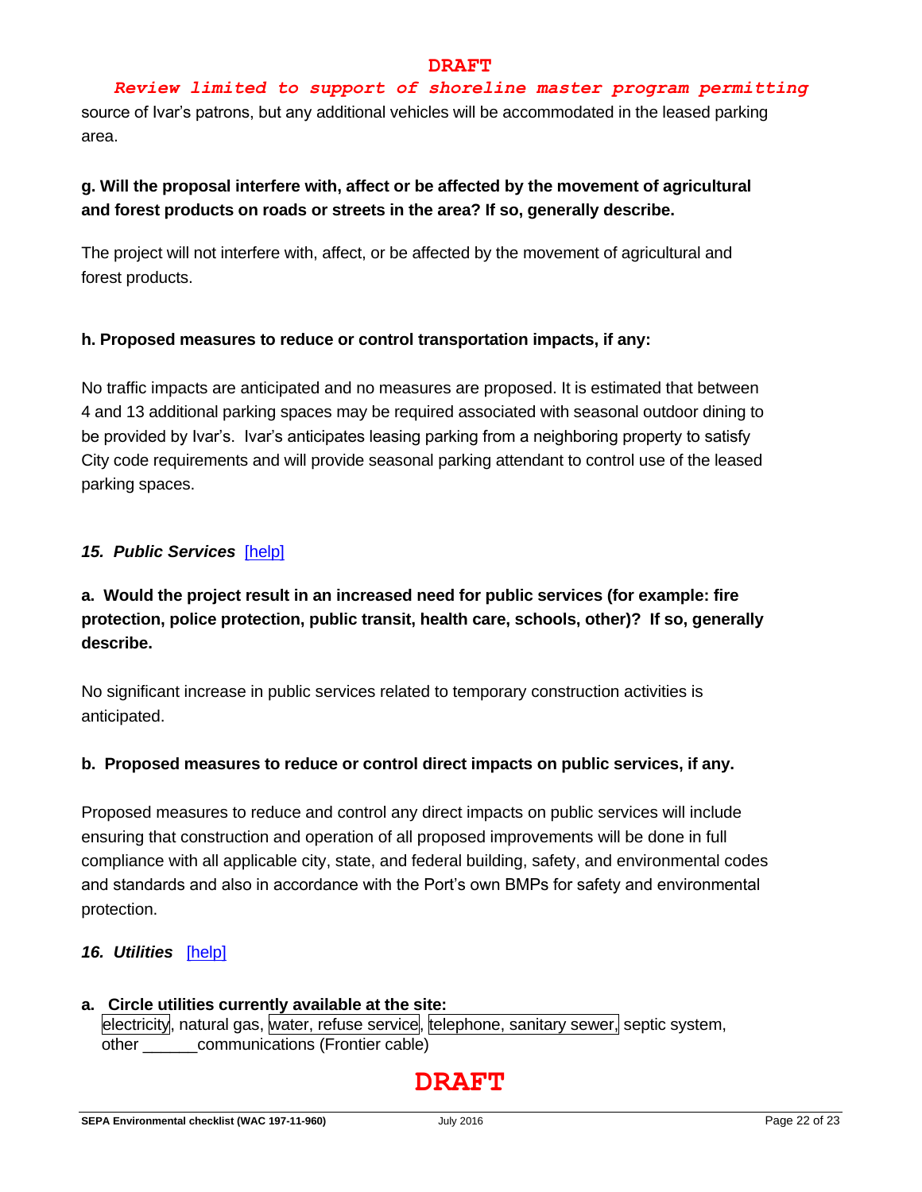source of Ivar's patrons, but any additional vehicles will be accommodated in the leased parking area.

**g. Will the proposal interfere with, affect or be affected by the movement of agricultural and forest products on roads or streets in the area? If so, generally describe.**

The project will not interfere with, affect, or be affected by the movement of agricultural and forest products.

**h. Proposed measures to reduce or control transportation impacts, if any:**

No traffic impacts are anticipated and no measures are proposed. It is estimated that between 4 and 13 additional parking spaces may be required associated with seasonal outdoor dining to be provided by Ivar's. Ivar's anticipates leasing parking from a neighboring property to satisfy City code requirements and will provide seasonal parking attendant to control use of the leased parking spaces.

### *15. Public Services* [help]

**a. Would the project result in an increased need for public services (for example: fire protection, police protection, public transit, health care, schools, other)? If so, generally describe.**

No significant increase in public services related to temporary construction activities is anticipated.

**b. Proposed measures to reduce or control direct impacts on public services, if any.**

Proposed measures to reduce and control any direct impacts on public services will include ensuring that construction and operation of all proposed improvements will be done in full compliance with all applicable city, state, and federal building, safety, and environmental codes and standards and also in accordance with the Port's own BMPs for safety and environmental protection.

### *16. Utilities* [help]

**a. Circle utilities currently available at the site:**
[electricity], natural gas, [water, refuse service], [telephone, sanitary sewer,] septic system, other ______communications (Frontier cable)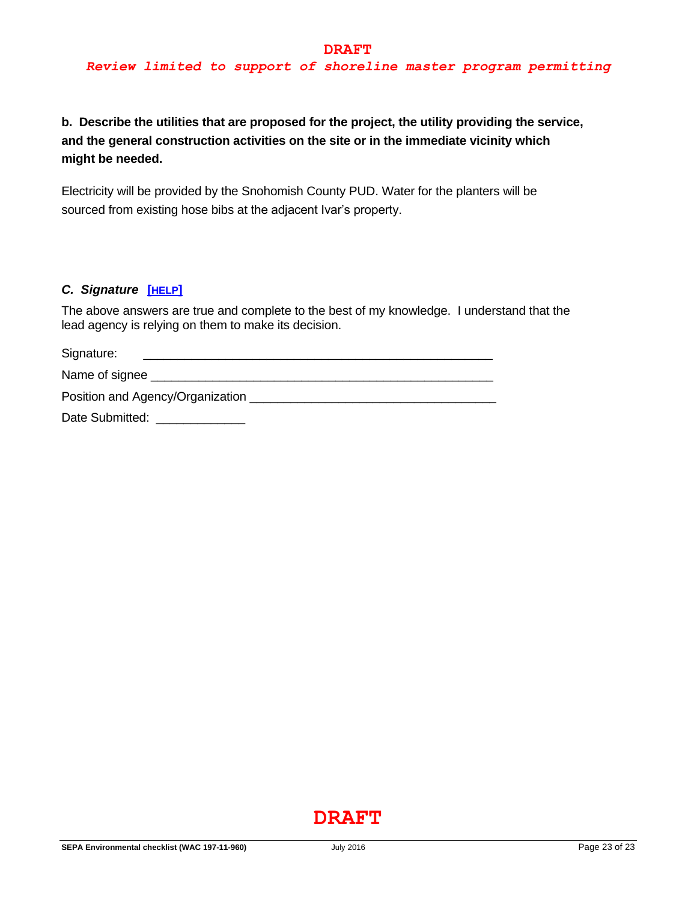**b. Describe the utilities that are proposed for the project, the utility providing the service, and the general construction activities on the site or in the immediate vicinity which might be needed.**

Electricity will be provided by the Snohomish County PUD. Water for the planters will be sourced from existing hose bibs at the adjacent Ivar's property.

### *C. Signature* [HELP]

The above answers are true and complete to the best of my knowledge. I understand that the lead agency is relying on them to make its decision.

Signature: ____________________________________________

Name of signee ____________________________________________

Position and Agency/Organization ________________________________

Date Submitted: ____________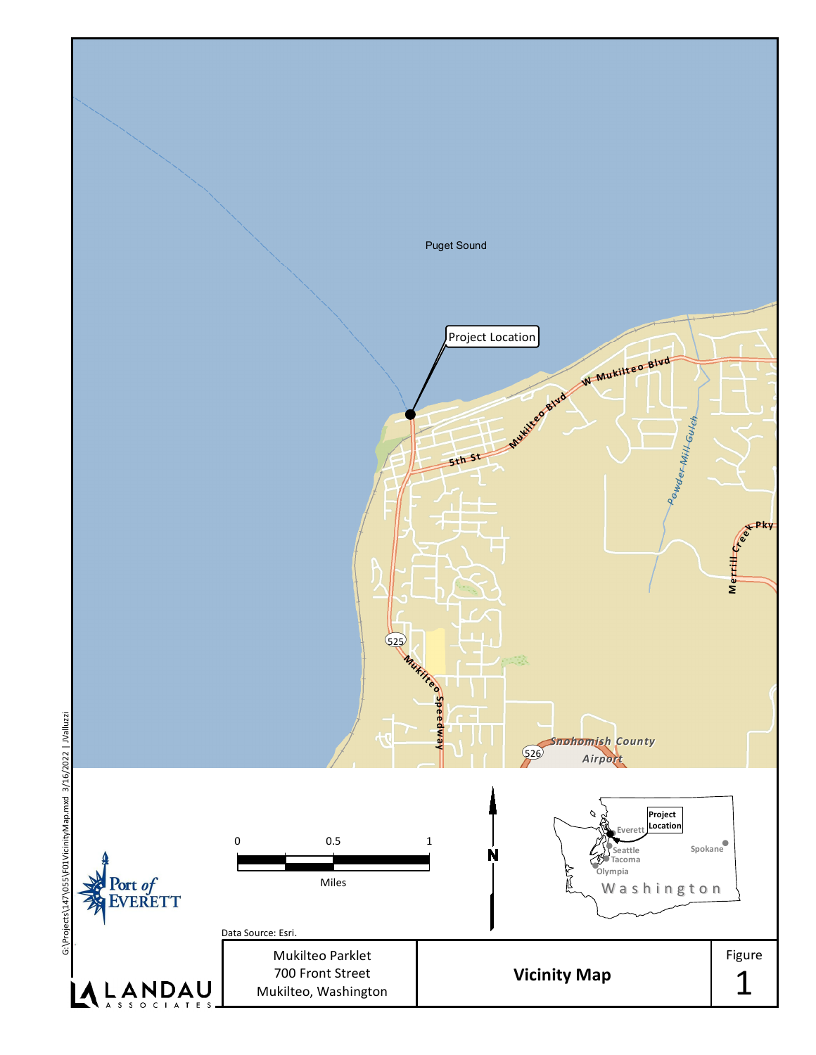Puget Sound

Project Location

W Mukilteo Blvd

Mukilteo Blvd

5th St

Powder Mill Gulch

Merrill Creek Pky

525

Mukilteo Speedway

526

Snohomish County Airport

0 0.5 1

Miles

N

Project Location

Everett

Seattle

Tacoma

Olympia

Spokane

Washington

Data Source: Esri.

Port of EVERETT

LANDAU ASSOCIATES

G:\Projects\147\055\F01VicinityMap.mxd 3/16/2022 | JValluzzi

| Mukilteo Parklet 700 Front Street Mukilteo, Washington | **Vicinity Map** | Figure 1 |
|---|---|---|